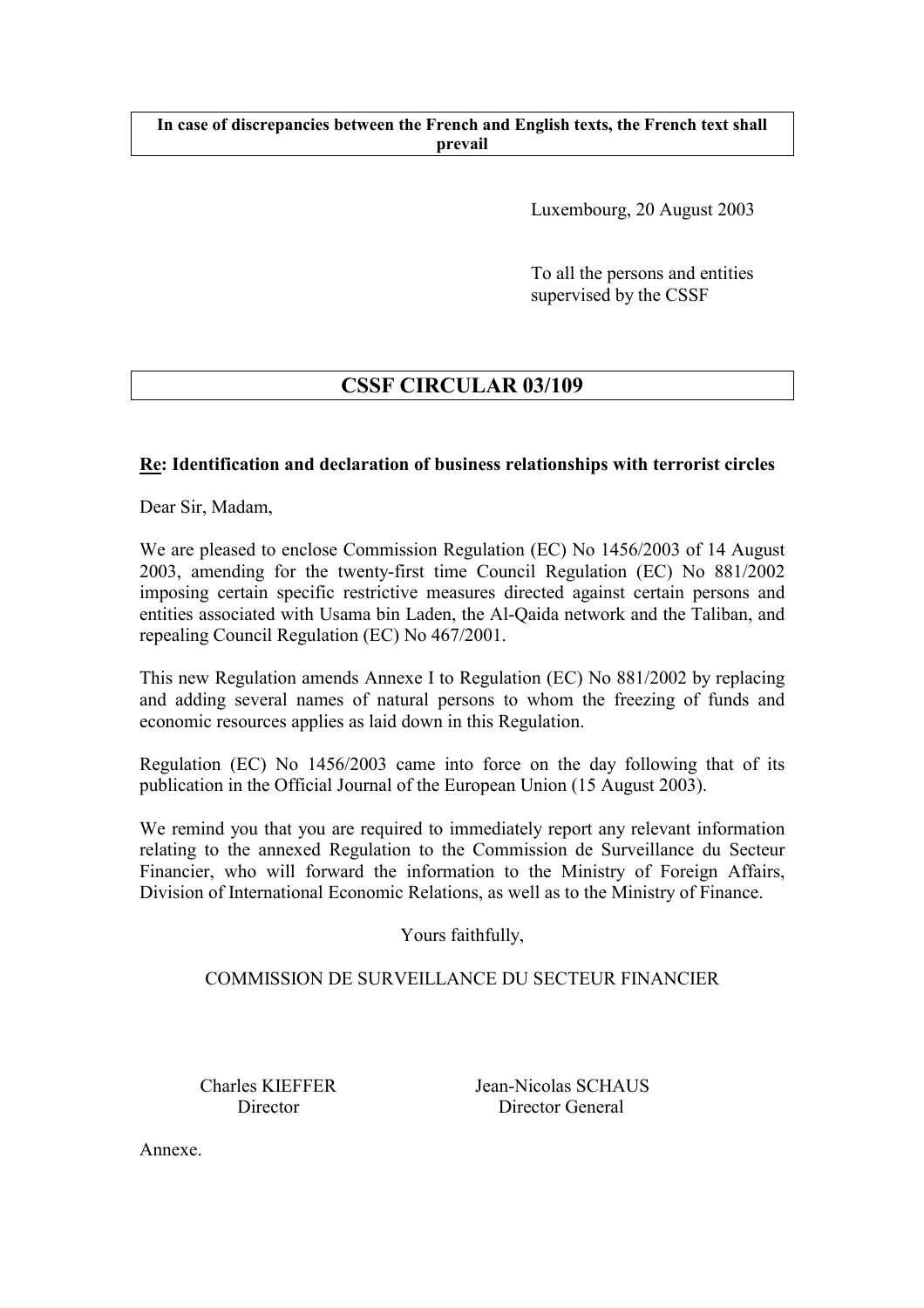**In case of discrepancies between the French and English texts, the French text shall prevail**

Luxembourg, 20 August 2003

To all the persons and entities supervised by the CSSF

# CSSF CIRCULAR 03/109

**<u>Re</u>: Identification and declaration of business relationships with terrorist circles**

Dear Sir, Madam,

We are pleased to enclose Commission Regulation (EC) No 1456/2003 of 14 August 2003, amending for the twenty-first time Council Regulation (EC) No 881/2002 imposing certain specific restrictive measures directed against certain persons and entities associated with Usama bin Laden, the Al-Qaida network and the Taliban, and repealing Council Regulation (EC) No 467/2001.

This new Regulation amends Annexe I to Regulation (EC) No 881/2002 by replacing and adding several names of natural persons to whom the freezing of funds and economic resources applies as laid down in this Regulation.

Regulation (EC) No 1456/2003 came into force on the day following that of its publication in the Official Journal of the European Union (15 August 2003).

We remind you that you are required to immediately report any relevant information relating to the annexed Regulation to the Commission de Surveillance du Secteur Financier, who will forward the information to the Ministry of Foreign Affairs, Division of International Economic Relations, as well as to the Ministry of Finance.

Yours faithfully,

COMMISSION DE SURVEILLANCE DU SECTEUR FINANCIER

Charles KIEFFER
Director

Jean-Nicolas SCHAUS
Director General

Annexe.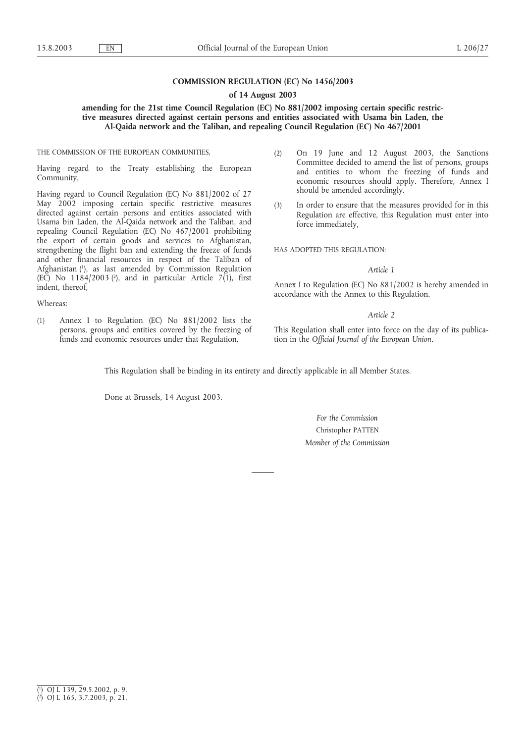**COMMISSION REGULATION (EC) No 1456/2003**

**of 14 August 2003**

**amending for the 21st time Council Regulation (EC) No 881/2002 imposing certain specific restrictive measures directed against certain persons and entities associated with Usama bin Laden, the Al-Qaida network and the Taliban, and repealing Council Regulation (EC) No 467/2001**

THE COMMISSION OF THE EUROPEAN COMMUNITIES,

Having regard to the Treaty establishing the European Community,

Having regard to Council Regulation (EC) No 881/2002 of 27 May 2002 imposing certain specific restrictive measures directed against certain persons and entities associated with Usama bin Laden, the Al-Qaida network and the Taliban, and repealing Council Regulation (EC) No 467/2001 prohibiting the export of certain goods and services to Afghanistan, strengthening the flight ban and extending the freeze of funds and other financial resources in respect of the Taliban of Afghanistan [1], as last amended by Commission Regulation (EC) No 1184/2003 [2], and in particular Article 7(1), first indent, thereof,

Whereas:

(1) Annex I to Regulation (EC) No 881/2002 lists the persons, groups and entities covered by the freezing of funds and economic resources under that Regulation.

(2) On 19 June and 12 August 2003, the Sanctions Committee decided to amend the list of persons, groups and entities to whom the freezing of funds and economic resources should apply. Therefore, Annex I should be amended accordingly.

(3) In order to ensure that the measures provided for in this Regulation are effective, this Regulation must enter into force immediately,

HAS ADOPTED THIS REGULATION:

*Article 1*

Annex I to Regulation (EC) No 881/2002 is hereby amended in accordance with the Annex to this Regulation.

*Article 2*

This Regulation shall enter into force on the day of its publication in the *Official Journal of the European Union*.

This Regulation shall be binding in its entirety and directly applicable in all Member States.

Done at Brussels, 14 August 2003.

*For the Commission*

Christopher PATTEN

*Member of the Commission*

---

[1] OJ L 139, 29.5.2002, p. 9.

[2] OJ L 165, 3.7.2003, p. 21.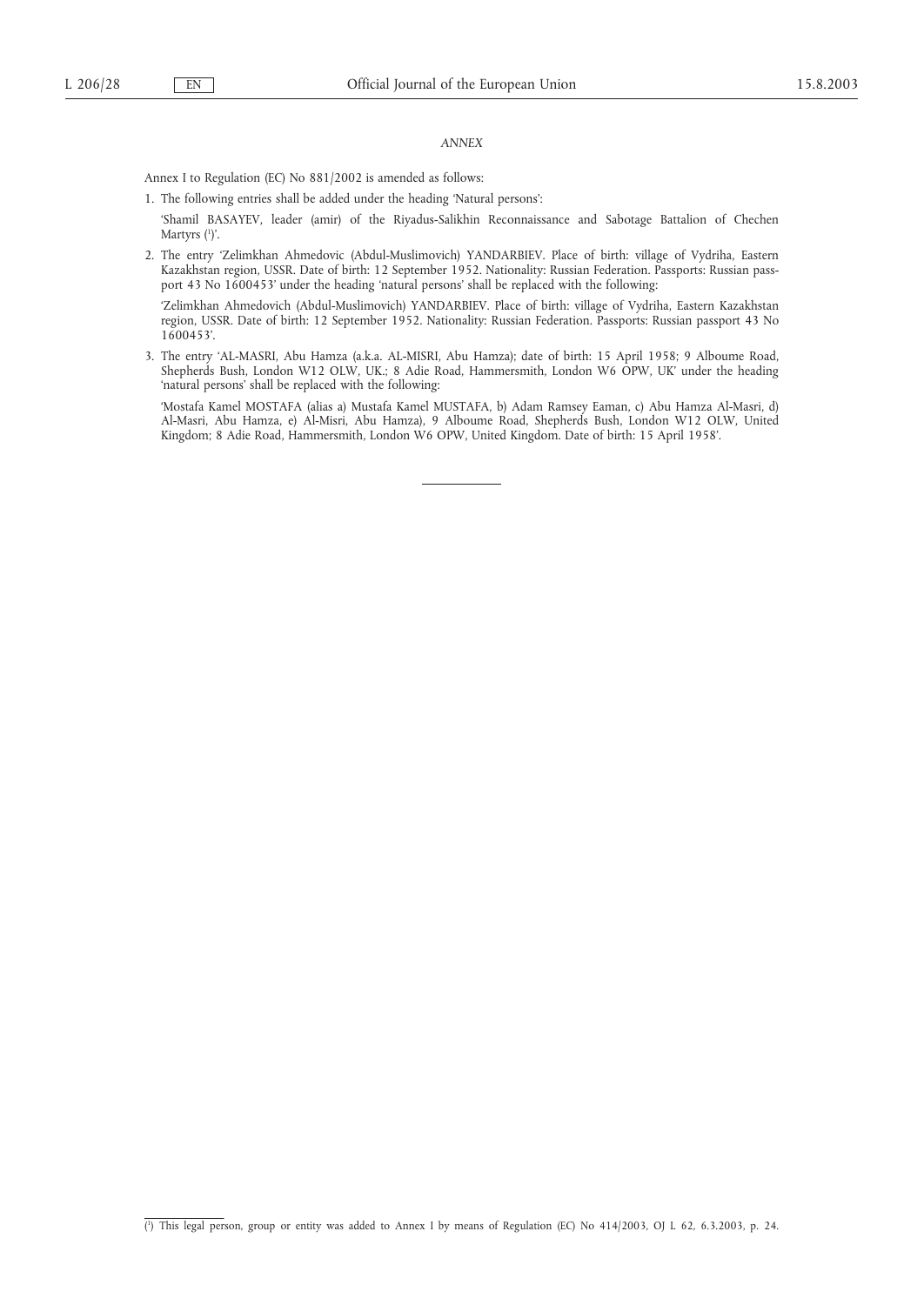*ANNEX*

Annex I to Regulation (EC) No 881/2002 is amended as follows:

1. The following entries shall be added under the heading 'Natural persons':

   'Shamil BASAYEV, leader (amir) of the Riyadus-Salikhin Reconnaissance and Sabotage Battalion of Chechen Martyrs ([1])'.

2. The entry 'Zelimkhan Ahmedovic (Abdul-Muslimovich) YANDARBIEV. Place of birth: village of Vydriha, Eastern Kazakhstan region, USSR. Date of birth: 12 September 1952. Nationality: Russian Federation. Passports: Russian passport 43 No 1600453' under the heading 'natural persons' shall be replaced with the following:

   'Zelimkhan Ahmedovich (Abdul-Muslimovich) YANDARBIEV. Place of birth: village of Vydriha, Eastern Kazakhstan region, USSR. Date of birth: 12 September 1952. Nationality: Russian Federation. Passports: Russian passport 43 No 1600453'.

3. The entry 'AL-MASRI, Abu Hamza (a.k.a. AL-MISRI, Abu Hamza); date of birth: 15 April 1958; 9 Alboume Road, Shepherds Bush, London W12 OLW, UK.; 8 Adie Road, Hammersmith, London W6 OPW, UK' under the heading 'natural persons' shall be replaced with the following:

   'Mostafa Kamel MOSTAFA (alias a) Mustafa Kamel MUSTAFA, b) Adam Ramsey Eaman, c) Abu Hamza Al-Masri, d) Al-Masri, Abu Hamza, e) Al-Misri, Abu Hamza), 9 Alboume Road, Shepherds Bush, London W12 OLW, United Kingdom; 8 Adie Road, Hammersmith, London W6 OPW, United Kingdom. Date of birth: 15 April 1958'.

---

([1]) This legal person, group or entity was added to Annex I by means of Regulation (EC) No 414/2003, OJ L 62, 6.3.2003, p. 24.